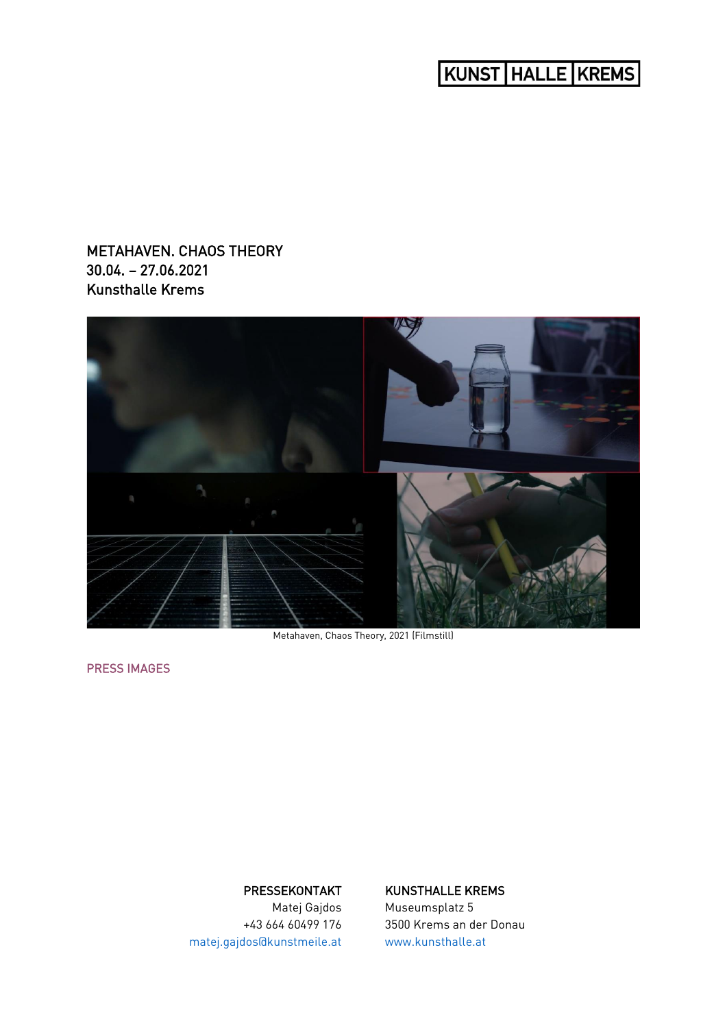KUNST | HALLE | KREMS

# METAHAVEN. CHAOS THEORY
30.04. – 27.06.2021
Kunsthalle Krems

Metahaven, Chaos Theory, 2021 (Filmstill)

PRESS IMAGES

**PRESSEKONTAKT**
Matej Gajdos
+43 664 60499 176
matej.gajdos@kunstmeile.at

**KUNSTHALLE KREMS**
Museumsplatz 5
3500 Krems an der Donau
www.kunsthalle.at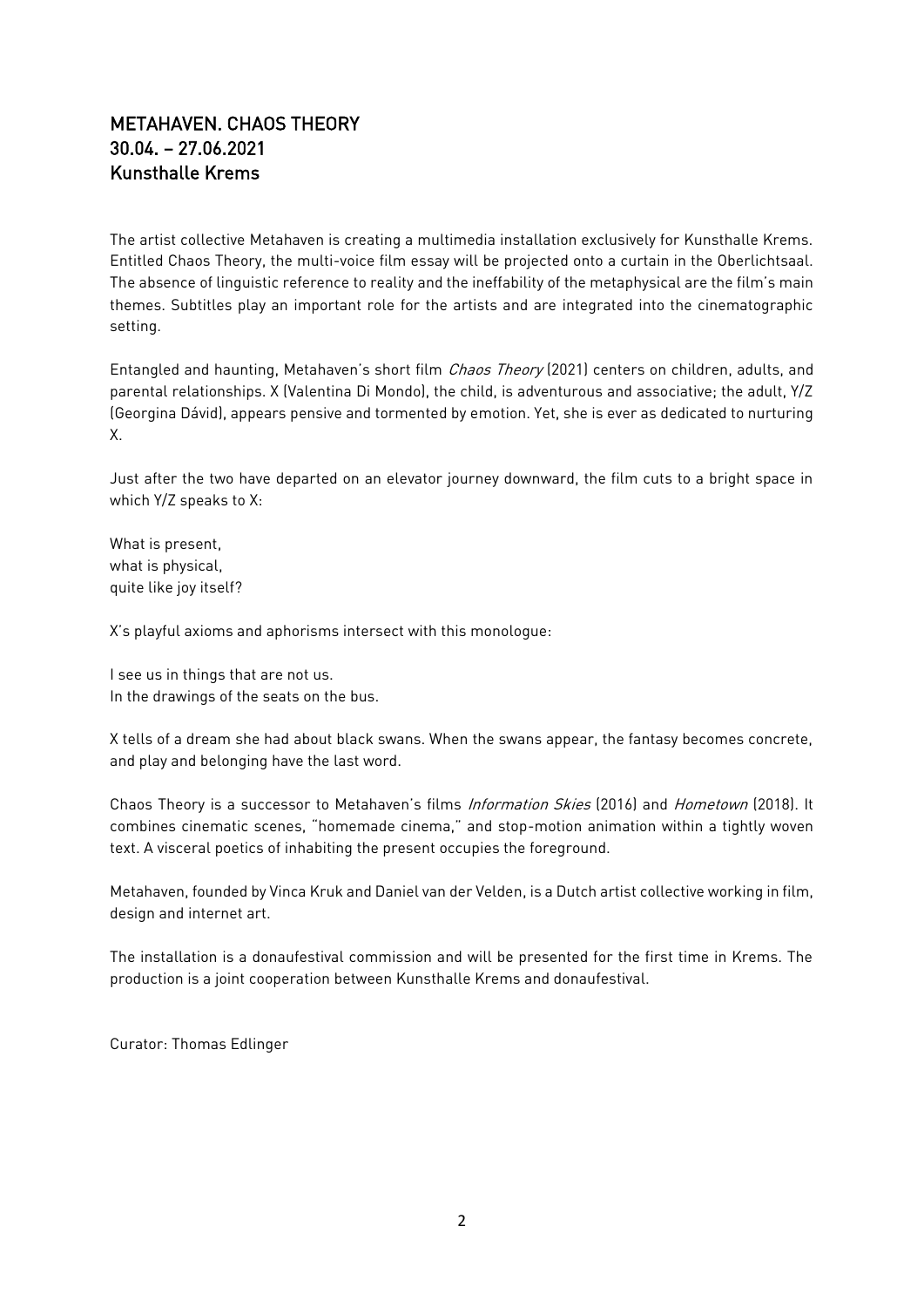## METAHAVEN. CHAOS THEORY
## 30.04. – 27.06.2021
## Kunsthalle Krems

The artist collective Metahaven is creating a multimedia installation exclusively for Kunsthalle Krems. Entitled Chaos Theory, the multi-voice film essay will be projected onto a curtain in the Oberlichtsaal. The absence of linguistic reference to reality and the ineffability of the metaphysical are the film's main themes. Subtitles play an important role for the artists and are integrated into the cinematographic setting.

Entangled and haunting, Metahaven's short film *Chaos Theory* (2021) centers on children, adults, and parental relationships. X (Valentina Di Mondo), the child, is adventurous and associative; the adult, Y/Z (Georgina Dávid), appears pensive and tormented by emotion. Yet, she is ever as dedicated to nurturing X.

Just after the two have departed on an elevator journey downward, the film cuts to a bright space in which Y/Z speaks to X:

What is present,
what is physical,
quite like joy itself?

X's playful axioms and aphorisms intersect with this monologue:

I see us in things that are not us.
In the drawings of the seats on the bus.

X tells of a dream she had about black swans. When the swans appear, the fantasy becomes concrete, and play and belonging have the last word.

Chaos Theory is a successor to Metahaven's films *Information Skies* (2016) and *Hometown* (2018). It combines cinematic scenes, "homemade cinema," and stop-motion animation within a tightly woven text. A visceral poetics of inhabiting the present occupies the foreground.

Metahaven, founded by Vinca Kruk and Daniel van der Velden, is a Dutch artist collective working in film, design and internet art.

The installation is a donaufestival commission and will be presented for the first time in Krems. The production is a joint cooperation between Kunsthalle Krems and donaufestival.

Curator: Thomas Edlinger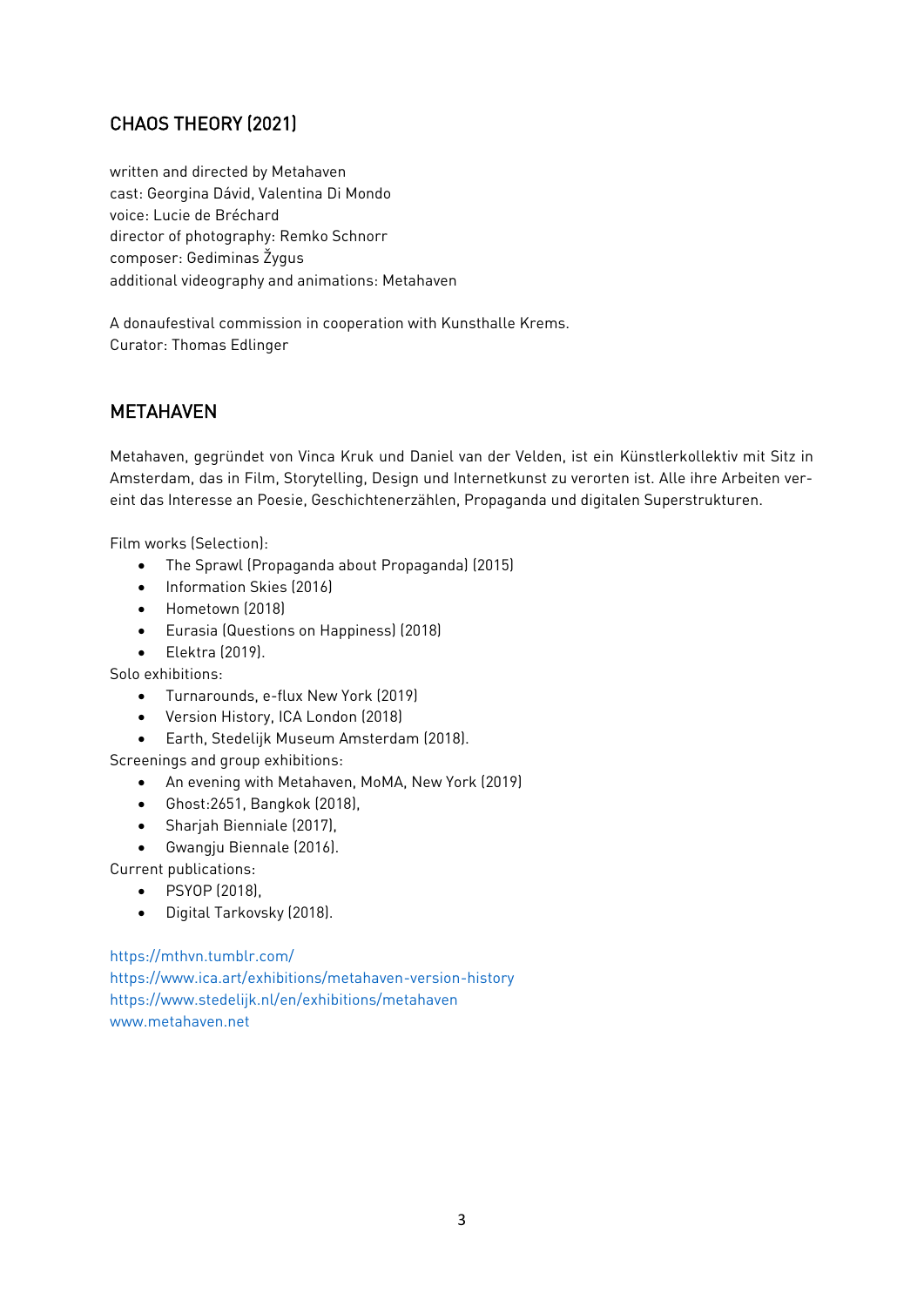## CHAOS THEORY (2021)

written and directed by Metahaven
cast: Georgina Dávid, Valentina Di Mondo
voice: Lucie de Bréchard
director of photography: Remko Schnorr
composer: Gediminas Žygus
additional videography and animations: Metahaven

A donaufestival commission in cooperation with Kunsthalle Krems.
Curator: Thomas Edlinger

## METAHAVEN

Metahaven, gegründet von Vinca Kruk und Daniel van der Velden, ist ein Künstlerkollektiv mit Sitz in Amsterdam, das in Film, Storytelling, Design und Internetkunst zu verorten ist. Alle ihre Arbeiten vereint das Interesse an Poesie, Geschichtenerzählen, Propaganda und digitalen Superstrukturen.

Film works (Selection):

- The Sprawl (Propaganda about Propaganda) (2015)
- Information Skies (2016)
- Hometown (2018)
- Eurasia (Questions on Happiness) (2018)
- Elektra (2019).

Solo exhibitions:

- Turnarounds, e-flux New York (2019)
- Version History, ICA London (2018)
- Earth, Stedelijk Museum Amsterdam (2018).

Screenings and group exhibitions:

- An evening with Metahaven, MoMA, New York (2019)
- Ghost:2651, Bangkok (2018),
- Sharjah Bienniale (2017),
- Gwangju Biennale (2016).

Current publications:

- PSYOP (2018),
- Digital Tarkovsky (2018).

https://mthvn.tumblr.com/
https://www.ica.art/exhibitions/metahaven-version-history
https://www.stedelijk.nl/en/exhibitions/metahaven
www.metahaven.net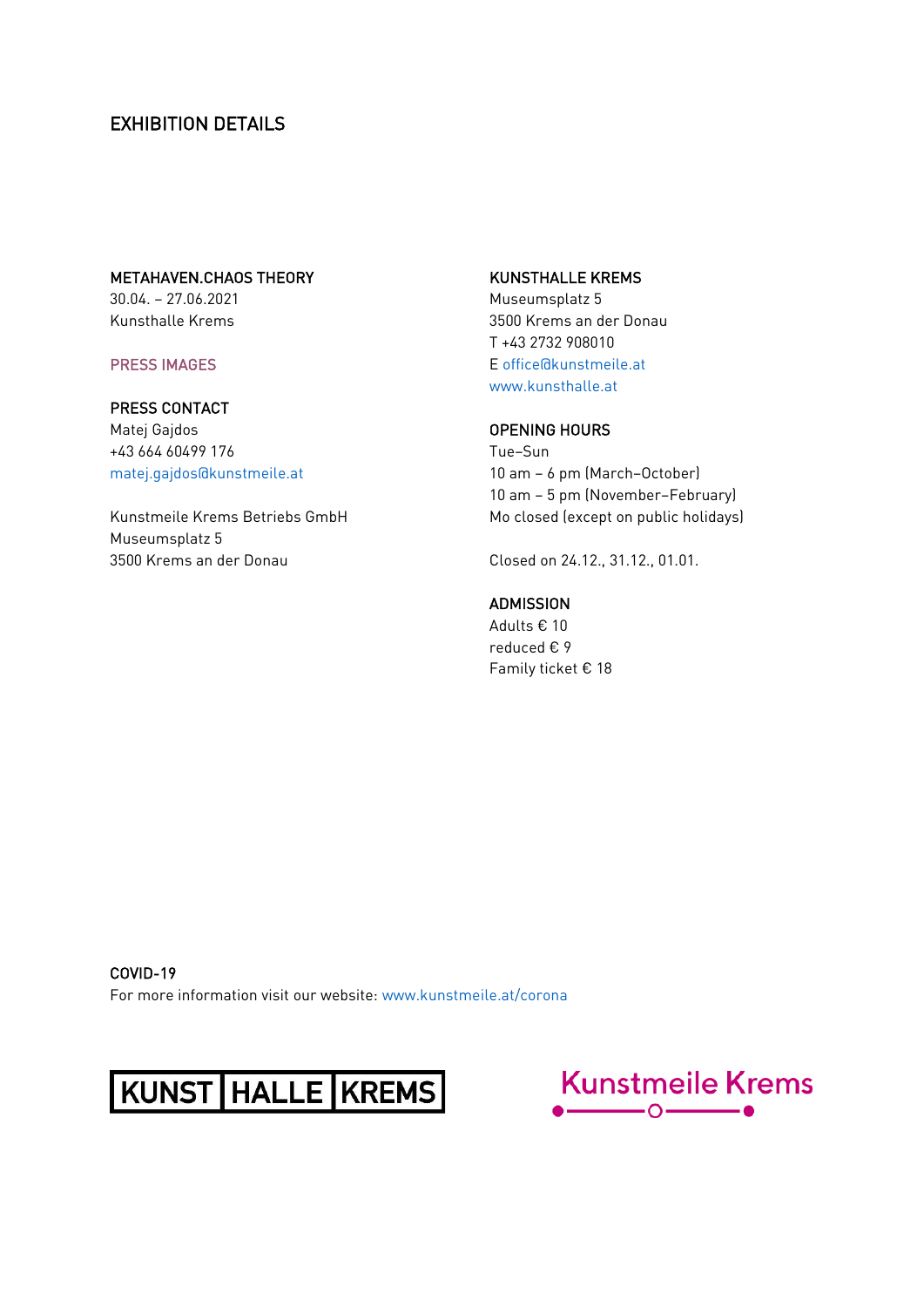# EXHIBITION DETAILS

**METAHAVEN.CHAOS THEORY**
30.04. – 27.06.2021
Kunsthalle Krems

PRESS IMAGES

**PRESS CONTACT**
Matej Gajdos
+43 664 60499 176
matej.gajdos@kunstmeile.at

Kunstmeile Krems Betriebs GmbH
Museumsplatz 5
3500 Krems an der Donau

**KUNSTHALLE KREMS**
Museumsplatz 5
3500 Krems an der Donau
T +43 2732 908010
E office@kunstmeile.at
www.kunsthalle.at

**OPENING HOURS**
Tue–Sun
10 am – 6 pm (March–October)
10 am – 5 pm (November–February)
Mo closed (except on public holidays)

Closed on 24.12., 31.12., 01.01.

**ADMISSION**
Adults € 10
reduced € 9
Family ticket € 18

**COVID-19**
For more information visit our website: www.kunstmeile.at/corona

KUNST HALLE KREMS

Kunstmeile Krems